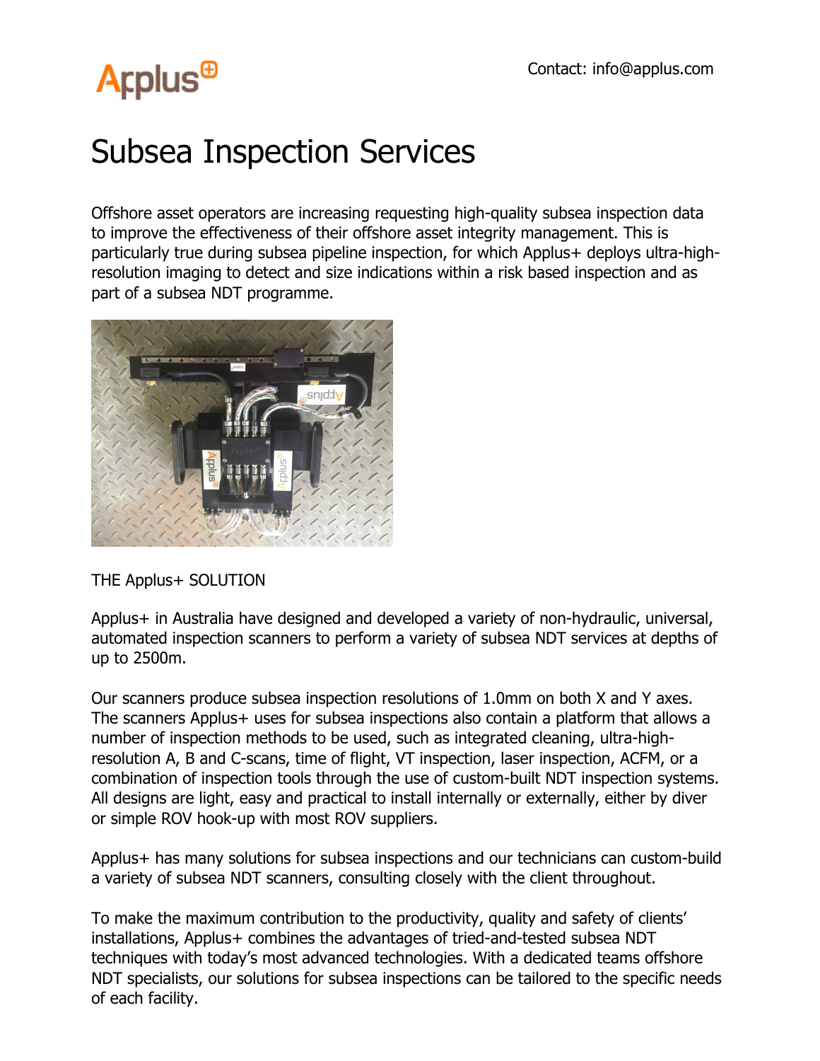Applus+

Contact: info@applus.com

# Subsea Inspection Services

Offshore asset operators are increasing requesting high-quality subsea inspection data to improve the effectiveness of their offshore asset integrity management. This is particularly true during subsea pipeline inspection, for which Applus+ deploys ultra-high-resolution imaging to detect and size indications within a risk based inspection and as part of a subsea NDT programme.

THE Applus+ SOLUTION

Applus+ in Australia have designed and developed a variety of non-hydraulic, universal, automated inspection scanners to perform a variety of subsea NDT services at depths of up to 2500m.

Our scanners produce subsea inspection resolutions of 1.0mm on both X and Y axes. The scanners Applus+ uses for subsea inspections also contain a platform that allows a number of inspection methods to be used, such as integrated cleaning, ultra-high-resolution A, B and C-scans, time of flight, VT inspection, laser inspection, ACFM, or a combination of inspection tools through the use of custom-built NDT inspection systems. All designs are light, easy and practical to install internally or externally, either by diver or simple ROV hook-up with most ROV suppliers.

Applus+ has many solutions for subsea inspections and our technicians can custom-build a variety of subsea NDT scanners, consulting closely with the client throughout.

To make the maximum contribution to the productivity, quality and safety of clients' installations, Applus+ combines the advantages of tried-and-tested subsea NDT techniques with today's most advanced technologies. With a dedicated teams offshore NDT specialists, our solutions for subsea inspections can be tailored to the specific needs of each facility.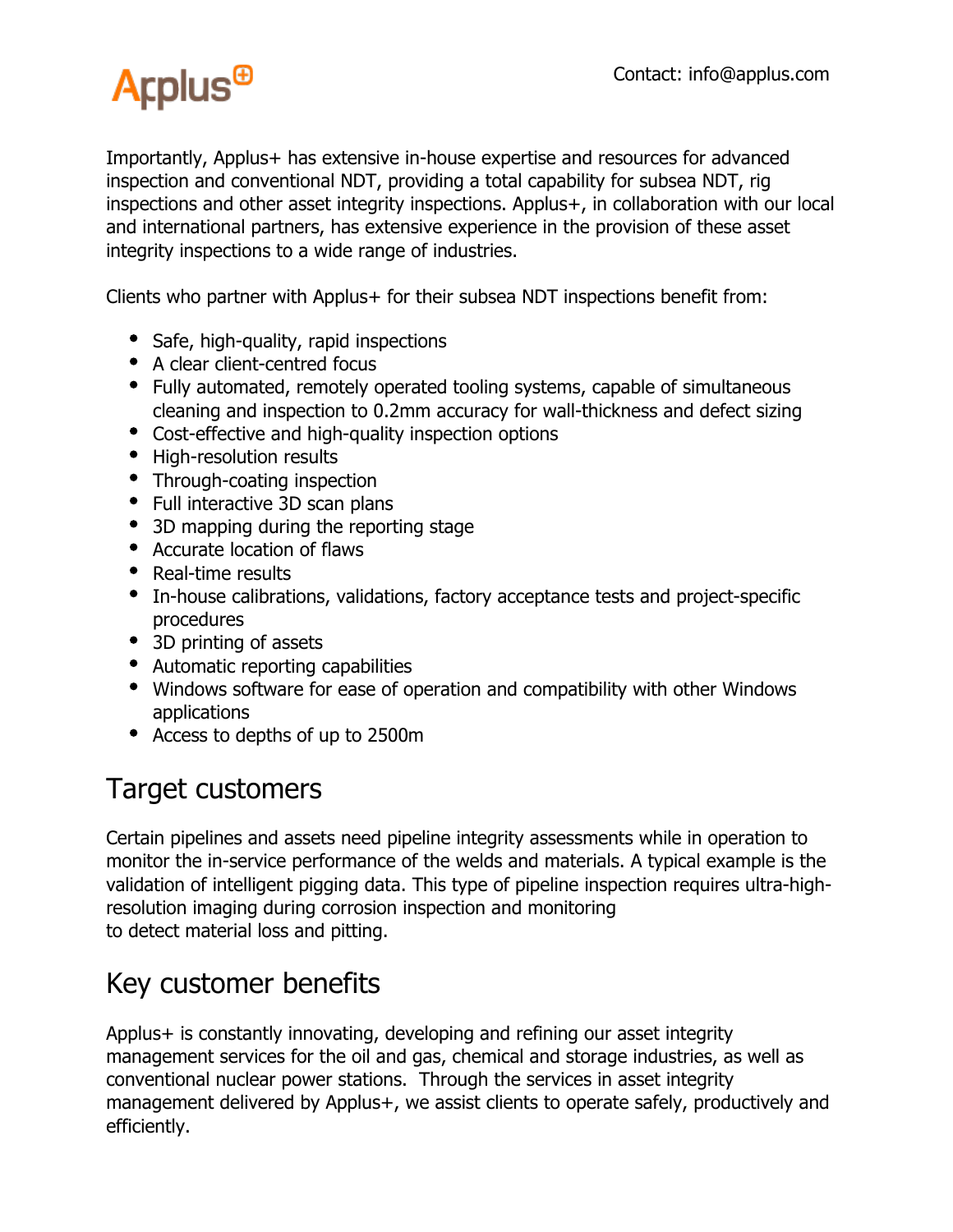Importantly, Applus+ has extensive in-house expertise and resources for advanced inspection and conventional NDT, providing a total capability for subsea NDT, rig inspections and other asset integrity inspections. Applus+, in collaboration with our local and international partners, has extensive experience in the provision of these asset integrity inspections to a wide range of industries.

Clients who partner with Applus+ for their subsea NDT inspections benefit from:

- Safe, high-quality, rapid inspections
- A clear client-centred focus
- Fully automated, remotely operated tooling systems, capable of simultaneous cleaning and inspection to 0.2mm accuracy for wall-thickness and defect sizing
- Cost-effective and high-quality inspection options
- High-resolution results
- Through-coating inspection
- Full interactive 3D scan plans
- 3D mapping during the reporting stage
- Accurate location of flaws
- Real-time results
- In-house calibrations, validations, factory acceptance tests and project-specific procedures
- 3D printing of assets
- Automatic reporting capabilities
- Windows software for ease of operation and compatibility with other Windows applications
- Access to depths of up to 2500m

## Target customers

Certain pipelines and assets need pipeline integrity assessments while in operation to monitor the in-service performance of the welds and materials. A typical example is the validation of intelligent pigging data. This type of pipeline inspection requires ultra-high-resolution imaging during corrosion inspection and monitoring to detect material loss and pitting.

## Key customer benefits

Applus+ is constantly innovating, developing and refining our asset integrity management services for the oil and gas, chemical and storage industries, as well as conventional nuclear power stations. Through the services in asset integrity management delivered by Applus+, we assist clients to operate safely, productively and efficiently.